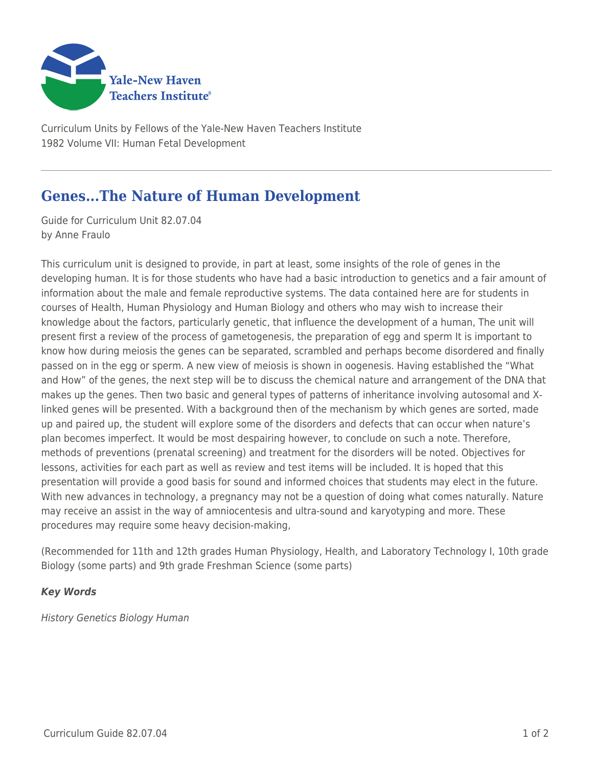Curriculum Units by Fellows of the Yale-New Haven Teachers Institute
1982 Volume VII: Human Fetal Development

# Genes...The Nature of Human Development

Guide for Curriculum Unit 82.07.04
by Anne Fraulo

This curriculum unit is designed to provide, in part at least, some insights of the role of genes in the developing human. It is for those students who have had a basic introduction to genetics and a fair amount of information about the male and female reproductive systems. The data contained here are for students in courses of Health, Human Physiology and Human Biology and others who may wish to increase their knowledge about the factors, particularly genetic, that influence the development of a human, The unit will present first a review of the process of gametogenesis, the preparation of egg and sperm It is important to know how during meiosis the genes can be separated, scrambled and perhaps become disordered and finally passed on in the egg or sperm. A new view of meiosis is shown in oogenesis. Having established the "What and How" of the genes, the next step will be to discuss the chemical nature and arrangement of the DNA that makes up the genes. Then two basic and general types of patterns of inheritance involving autosomal and X-linked genes will be presented. With a background then of the mechanism by which genes are sorted, made up and paired up, the student will explore some of the disorders and defects that can occur when nature's plan becomes imperfect. It would be most despairing however, to conclude on such a note. Therefore, methods of preventions (prenatal screening) and treatment for the disorders will be noted. Objectives for lessons, activities for each part as well as review and test items will be included. It is hoped that this presentation will provide a good basis for sound and informed choices that students may elect in the future. With new advances in technology, a pregnancy may not be a question of doing what comes naturally. Nature may receive an assist in the way of amniocentesis and ultra-sound and karyotyping and more. These procedures may require some heavy decision-making,

(Recommended for 11th and 12th grades Human Physiology, Health, and Laboratory Technology I, 10th grade Biology (some parts) and 9th grade Freshman Science (some parts)

***Key Words***

*History Genetics Biology Human*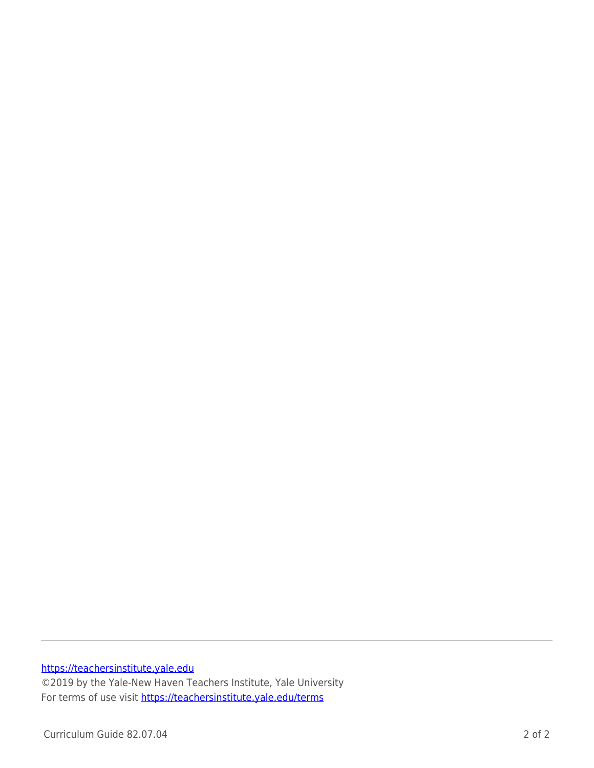https://teachersinstitute.yale.edu
©2019 by the Yale-New Haven Teachers Institute, Yale University
For terms of use visit https://teachersinstitute.yale.edu/terms